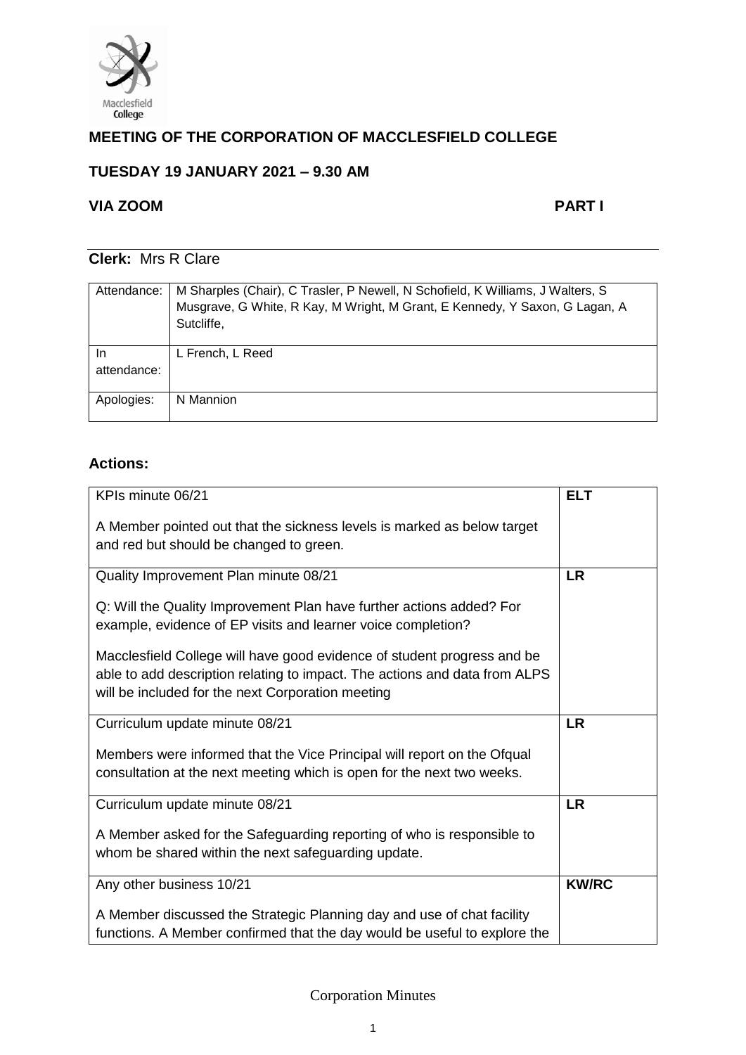## MEETING OF THE CORPORATION OF MACCLESFIELD COLLEGE

## TUESDAY 19 JANUARY 2021 – 9.30 AM

## VIA ZOOM PART I

**Clerk:** Mrs R Clare

| | |
|---|---|
| Attendance: | M Sharples (Chair), C Trasler, P Newell, N Schofield, K Williams, J Walters, S Musgrave, G White, R Kay, M Wright, M Grant, E Kennedy, Y Saxon, G Lagan, A Sutcliffe, |
| In attendance: | L French, L Reed |
| Apologies: | N Mannion |

### Actions:

| | |
|---|---|
| KPIs minute 06/21<br><br>A Member pointed out that the sickness levels is marked as below target and red but should be changed to green. | **ELT** |
| Quality Improvement Plan minute 08/21<br><br>Q: Will the Quality Improvement Plan have further actions added? For example, evidence of EP visits and learner voice completion?<br><br>Macclesfield College will have good evidence of student progress and be able to add description relating to impact. The actions and data from ALPS will be included for the next Corporation meeting | **LR** |
| Curriculum update minute 08/21<br><br>Members were informed that the Vice Principal will report on the Ofqual consultation at the next meeting which is open for the next two weeks. | **LR** |
| Curriculum update minute 08/21<br><br>A Member asked for the Safeguarding reporting of who is responsible to whom be shared within the next safeguarding update. | **LR** |
| Any other business 10/21<br><br>A Member discussed the Strategic Planning day and use of chat facility functions. A Member confirmed that the day would be useful to explore the | **KW/RC** |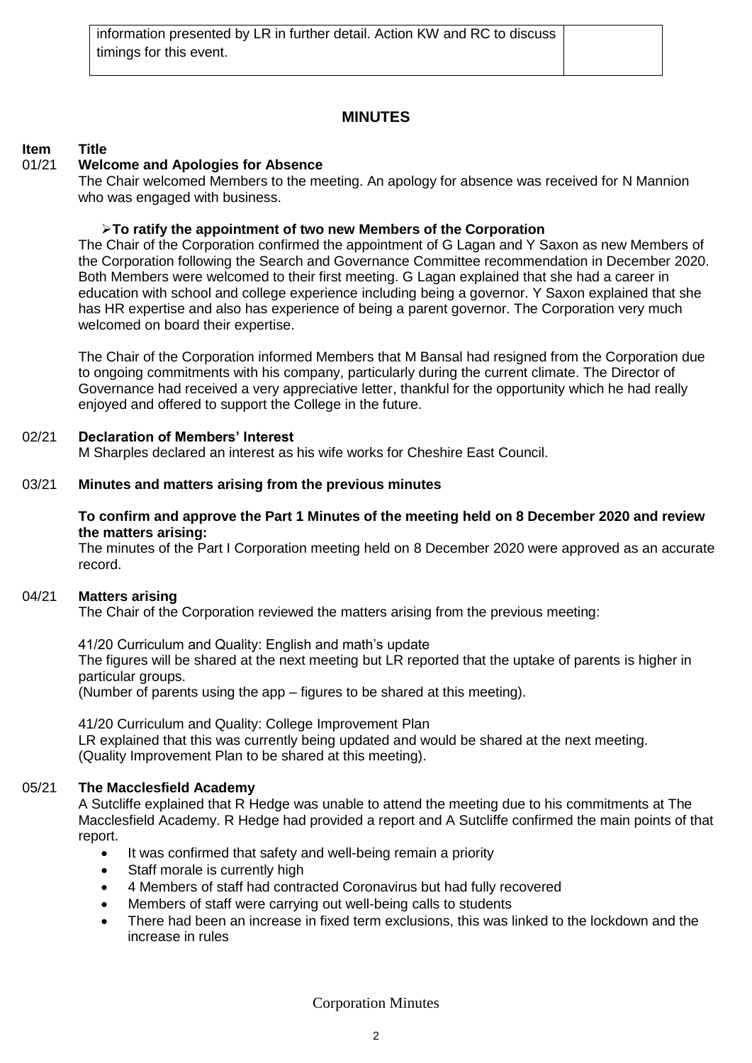| information presented by LR in further detail. Action KW and RC to discuss timings for this event. | |
|---|---|

## MINUTES

**Item Title**

**01/21 Welcome and Apologies for Absence**

The Chair welcomed Members to the meeting. An apology for absence was received for N Mannion who was engaged with business.

- **To ratify the appointment of two new Members of the Corporation**

The Chair of the Corporation confirmed the appointment of G Lagan and Y Saxon as new Members of the Corporation following the Search and Governance Committee recommendation in December 2020. Both Members were welcomed to their first meeting. G Lagan explained that she had a career in education with school and college experience including being a governor. Y Saxon explained that she has HR expertise and also has experience of being a parent governor. The Corporation very much welcomed on board their expertise.

The Chair of the Corporation informed Members that M Bansal had resigned from the Corporation due to ongoing commitments with his company, particularly during the current climate. The Director of Governance had received a very appreciative letter, thankful for the opportunity which he had really enjoyed and offered to support the College in the future.

**02/21 Declaration of Members' Interest**

M Sharples declared an interest as his wife works for Cheshire East Council.

**03/21 Minutes and matters arising from the previous minutes**

**To confirm and approve the Part 1 Minutes of the meeting held on 8 December 2020 and review the matters arising:**

The minutes of the Part I Corporation meeting held on 8 December 2020 were approved as an accurate record.

**04/21 Matters arising**

The Chair of the Corporation reviewed the matters arising from the previous meeting:

41/20 Curriculum and Quality: English and math's update

The figures will be shared at the next meeting but LR reported that the uptake of parents is higher in particular groups.

(Number of parents using the app – figures to be shared at this meeting).

41/20 Curriculum and Quality: College Improvement Plan

LR explained that this was currently being updated and would be shared at the next meeting.

(Quality Improvement Plan to be shared at this meeting).

**05/21 The Macclesfield Academy**

A Sutcliffe explained that R Hedge was unable to attend the meeting due to his commitments at The Macclesfield Academy. R Hedge had provided a report and A Sutcliffe confirmed the main points of that report.

- It was confirmed that safety and well-being remain a priority
- Staff morale is currently high
- 4 Members of staff had contracted Coronavirus but had fully recovered
- Members of staff were carrying out well-being calls to students
- There had been an increase in fixed term exclusions, this was linked to the lockdown and the increase in rules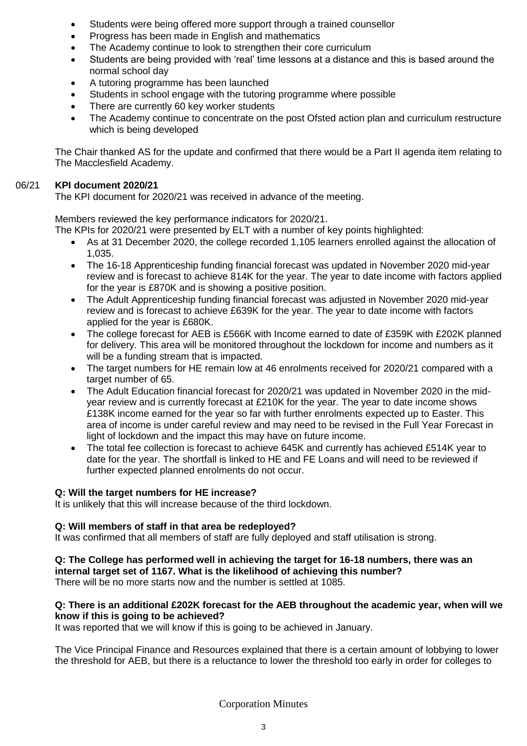- Students were being offered more support through a trained counsellor
- Progress has been made in English and mathematics
- The Academy continue to look to strengthen their core curriculum
- Students are being provided with 'real' time lessons at a distance and this is based around the normal school day
- A tutoring programme has been launched
- Students in school engage with the tutoring programme where possible
- There are currently 60 key worker students
- The Academy continue to concentrate on the post Ofsted action plan and curriculum restructure which is being developed

The Chair thanked AS for the update and confirmed that there would be a Part II agenda item relating to The Macclesfield Academy.

### 06/21 KPI document 2020/21

The KPI document for 2020/21 was received in advance of the meeting.

Members reviewed the key performance indicators for 2020/21.

The KPIs for 2020/21 were presented by ELT with a number of key points highlighted:

- As at 31 December 2020, the college recorded 1,105 learners enrolled against the allocation of 1,035.
- The 16-18 Apprenticeship funding financial forecast was updated in November 2020 mid-year review and is forecast to achieve 814K for the year. The year to date income with factors applied for the year is £870K and is showing a positive position.
- The Adult Apprenticeship funding financial forecast was adjusted in November 2020 mid-year review and is forecast to achieve £639K for the year. The year to date income with factors applied for the year is £680K.
- The college forecast for AEB is £566K with Income earned to date of £359K with £202K planned for delivery. This area will be monitored throughout the lockdown for income and numbers as it will be a funding stream that is impacted.
- The target numbers for HE remain low at 46 enrolments received for 2020/21 compared with a target number of 65.
- The Adult Education financial forecast for 2020/21 was updated in November 2020 in the mid-year review and is currently forecast at £210K for the year. The year to date income shows £138K income earned for the year so far with further enrolments expected up to Easter. This area of income is under careful review and may need to be revised in the Full Year Forecast in light of lockdown and the impact this may have on future income.
- The total fee collection is forecast to achieve 645K and currently has achieved £514K year to date for the year. The shortfall is linked to HE and FE Loans and will need to be reviewed if further expected planned enrolments do not occur.

**Q: Will the target numbers for HE increase?**
It is unlikely that this will increase because of the third lockdown.

**Q: Will members of staff in that area be redeployed?**
It was confirmed that all members of staff are fully deployed and staff utilisation is strong.

**Q: The College has performed well in achieving the target for 16-18 numbers, there was an internal target set of 1167. What is the likelihood of achieving this number?**
There will be no more starts now and the number is settled at 1085.

**Q: There is an additional £202K forecast for the AEB throughout the academic year, when will we know if this is going to be achieved?**
It was reported that we will know if this is going to be achieved in January.

The Vice Principal Finance and Resources explained that there is a certain amount of lobbying to lower the threshold for AEB, but there is a reluctance to lower the threshold too early in order for colleges to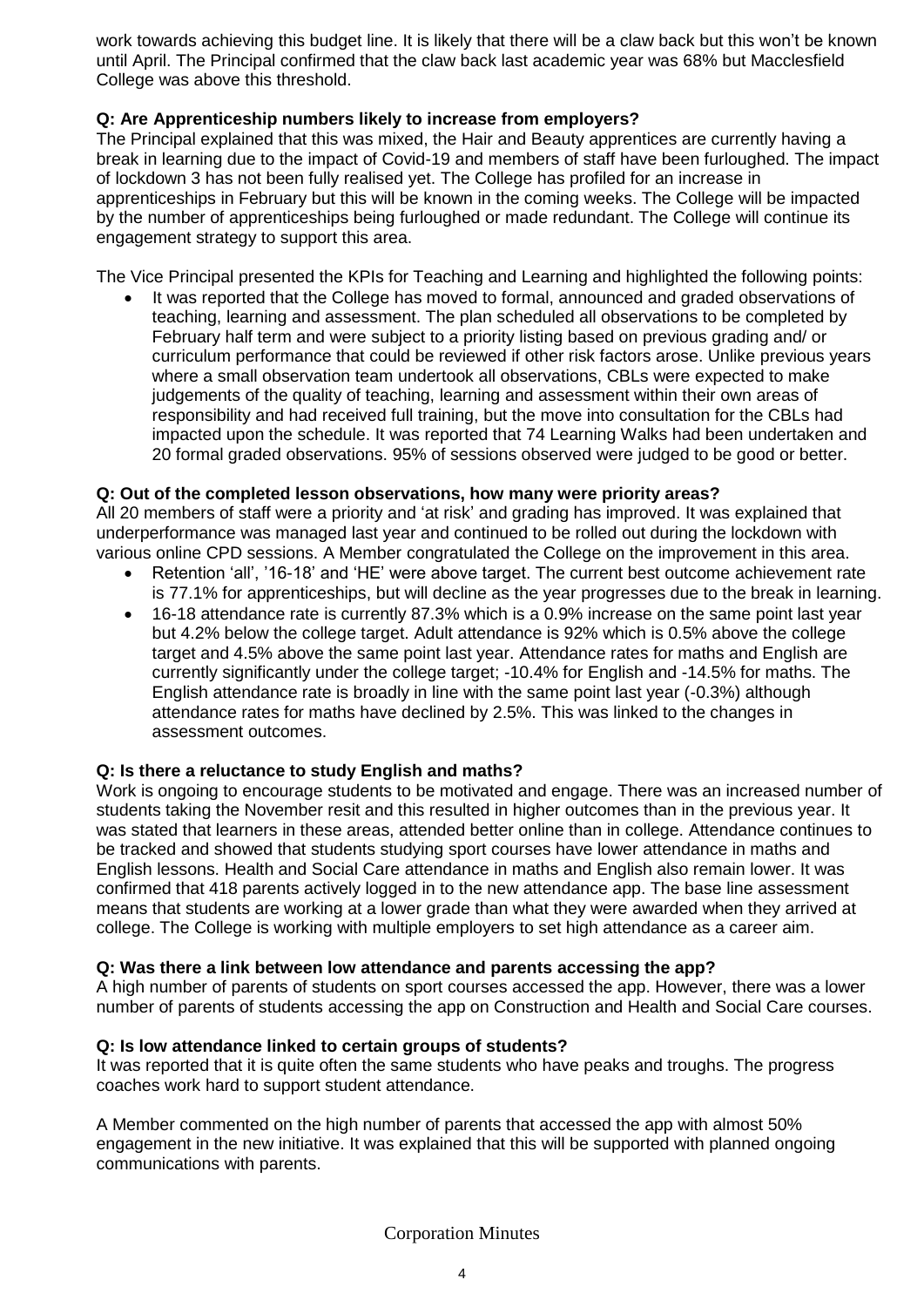work towards achieving this budget line. It is likely that there will be a claw back but this won't be known until April. The Principal confirmed that the claw back last academic year was 68% but Macclesfield College was above this threshold.

**Q: Are Apprenticeship numbers likely to increase from employers?**
The Principal explained that this was mixed, the Hair and Beauty apprentices are currently having a break in learning due to the impact of Covid-19 and members of staff have been furloughed. The impact of lockdown 3 has not been fully realised yet. The College has profiled for an increase in apprenticeships in February but this will be known in the coming weeks. The College will be impacted by the number of apprenticeships being furloughed or made redundant. The College will continue its engagement strategy to support this area.

The Vice Principal presented the KPIs for Teaching and Learning and highlighted the following points:

- It was reported that the College has moved to formal, announced and graded observations of teaching, learning and assessment. The plan scheduled all observations to be completed by February half term and were subject to a priority listing based on previous grading and/ or curriculum performance that could be reviewed if other risk factors arose. Unlike previous years where a small observation team undertook all observations, CBLs were expected to make judgements of the quality of teaching, learning and assessment within their own areas of responsibility and had received full training, but the move into consultation for the CBLs had impacted upon the schedule. It was reported that 74 Learning Walks had been undertaken and 20 formal graded observations. 95% of sessions observed were judged to be good or better.

**Q: Out of the completed lesson observations, how many were priority areas?**
All 20 members of staff were a priority and 'at risk' and grading has improved. It was explained that underperformance was managed last year and continued to be rolled out during the lockdown with various online CPD sessions. A Member congratulated the College on the improvement in this area.

- Retention 'all', '16-18' and 'HE' were above target. The current best outcome achievement rate is 77.1% for apprenticeships, but will decline as the year progresses due to the break in learning.
- 16-18 attendance rate is currently 87.3% which is a 0.9% increase on the same point last year but 4.2% below the college target. Adult attendance is 92% which is 0.5% above the college target and 4.5% above the same point last year. Attendance rates for maths and English are currently significantly under the college target; -10.4% for English and -14.5% for maths. The English attendance rate is broadly in line with the same point last year (-0.3%) although attendance rates for maths have declined by 2.5%. This was linked to the changes in assessment outcomes.

**Q: Is there a reluctance to study English and maths?**
Work is ongoing to encourage students to be motivated and engage. There was an increased number of students taking the November resit and this resulted in higher outcomes than in the previous year. It was stated that learners in these areas, attended better online than in college. Attendance continues to be tracked and showed that students studying sport courses have lower attendance in maths and English lessons. Health and Social Care attendance in maths and English also remain lower. It was confirmed that 418 parents actively logged in to the new attendance app. The base line assessment means that students are working at a lower grade than what they were awarded when they arrived at college. The College is working with multiple employers to set high attendance as a career aim.

**Q: Was there a link between low attendance and parents accessing the app?**
A high number of parents of students on sport courses accessed the app. However, there was a lower number of parents of students accessing the app on Construction and Health and Social Care courses.

**Q: Is low attendance linked to certain groups of students?**
It was reported that it is quite often the same students who have peaks and troughs. The progress coaches work hard to support student attendance.

A Member commented on the high number of parents that accessed the app with almost 50% engagement in the new initiative. It was explained that this will be supported with planned ongoing communications with parents.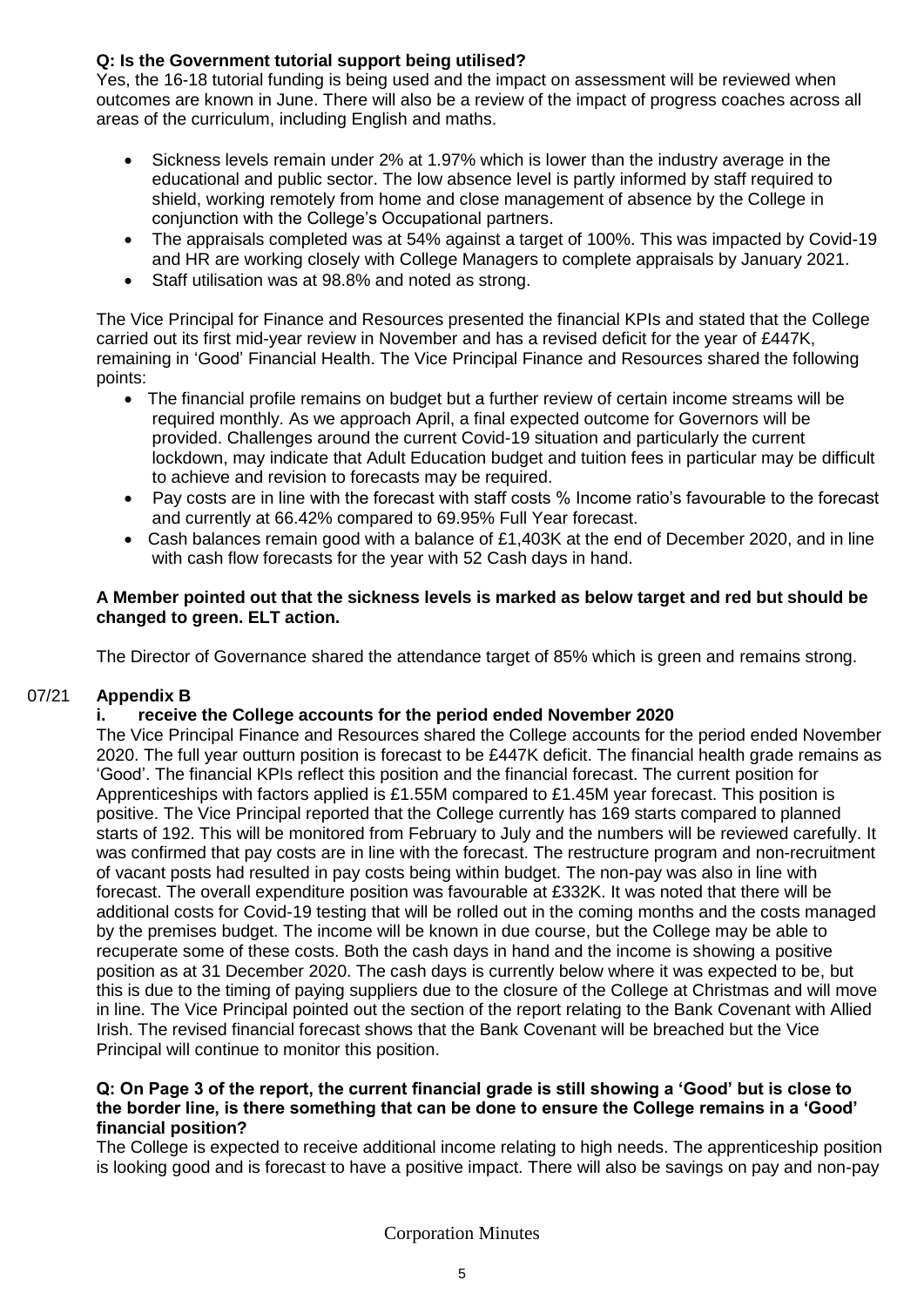**Q: Is the Government tutorial support being utilised?**
Yes, the 16-18 tutorial funding is being used and the impact on assessment will be reviewed when outcomes are known in June. There will also be a review of the impact of progress coaches across all areas of the curriculum, including English and maths.

- Sickness levels remain under 2% at 1.97% which is lower than the industry average in the educational and public sector. The low absence level is partly informed by staff required to shield, working remotely from home and close management of absence by the College in conjunction with the College's Occupational partners.
- The appraisals completed was at 54% against a target of 100%. This was impacted by Covid-19 and HR are working closely with College Managers to complete appraisals by January 2021.
- Staff utilisation was at 98.8% and noted as strong.

The Vice Principal for Finance and Resources presented the financial KPIs and stated that the College carried out its first mid-year review in November and has a revised deficit for the year of £447K, remaining in 'Good' Financial Health. The Vice Principal Finance and Resources shared the following points:

- The financial profile remains on budget but a further review of certain income streams will be required monthly. As we approach April, a final expected outcome for Governors will be provided. Challenges around the current Covid-19 situation and particularly the current lockdown, may indicate that Adult Education budget and tuition fees in particular may be difficult to achieve and revision to forecasts may be required.
- Pay costs are in line with the forecast with staff costs % Income ratio's favourable to the forecast and currently at 66.42% compared to 69.95% Full Year forecast.
- Cash balances remain good with a balance of £1,403K at the end of December 2020, and in line with cash flow forecasts for the year with 52 Cash days in hand.

**A Member pointed out that the sickness levels is marked as below target and red but should be changed to green. ELT action.**

The Director of Governance shared the attendance target of 85% which is green and remains strong.

07/21 **Appendix B**

**i. receive the College accounts for the period ended November 2020**

The Vice Principal Finance and Resources shared the College accounts for the period ended November 2020. The full year outturn position is forecast to be £447K deficit. The financial health grade remains as 'Good'. The financial KPIs reflect this position and the financial forecast. The current position for Apprenticeships with factors applied is £1.55M compared to £1.45M year forecast. This position is positive. The Vice Principal reported that the College currently has 169 starts compared to planned starts of 192. This will be monitored from February to July and the numbers will be reviewed carefully. It was confirmed that pay costs are in line with the forecast. The restructure program and non-recruitment of vacant posts had resulted in pay costs being within budget. The non-pay was also in line with forecast. The overall expenditure position was favourable at £332K. It was noted that there will be additional costs for Covid-19 testing that will be rolled out in the coming months and the costs managed by the premises budget. The income will be known in due course, but the College may be able to recuperate some of these costs. Both the cash days in hand and the income is showing a positive position as at 31 December 2020. The cash days is currently below where it was expected to be, but this is due to the timing of paying suppliers due to the closure of the College at Christmas and will move in line. The Vice Principal pointed out the section of the report relating to the Bank Covenant with Allied Irish. The revised financial forecast shows that the Bank Covenant will be breached but the Vice Principal will continue to monitor this position.

**Q: On Page 3 of the report, the current financial grade is still showing a 'Good' but is close to the border line, is there something that can be done to ensure the College remains in a 'Good' financial position?**
The College is expected to receive additional income relating to high needs. The apprenticeship position is looking good and is forecast to have a positive impact. There will also be savings on pay and non-pay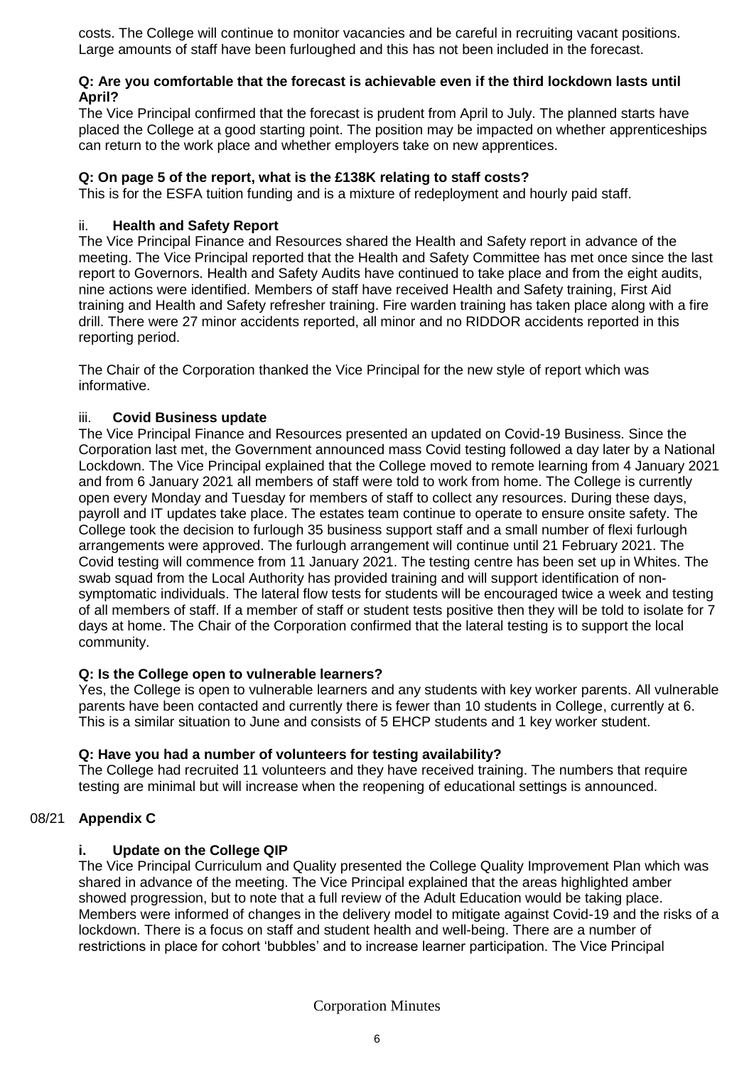costs. The College will continue to monitor vacancies and be careful in recruiting vacant positions. Large amounts of staff have been furloughed and this has not been included in the forecast.

**Q: Are you comfortable that the forecast is achievable even if the third lockdown lasts until April?**

The Vice Principal confirmed that the forecast is prudent from April to July. The planned starts have placed the College at a good starting point. The position may be impacted on whether apprenticeships can return to the work place and whether employers take on new apprentices.

**Q: On page 5 of the report, what is the £138K relating to staff costs?**

This is for the ESFA tuition funding and is a mixture of redeployment and hourly paid staff.

ii. **Health and Safety Report**

The Vice Principal Finance and Resources shared the Health and Safety report in advance of the meeting. The Vice Principal reported that the Health and Safety Committee has met once since the last report to Governors. Health and Safety Audits have continued to take place and from the eight audits, nine actions were identified. Members of staff have received Health and Safety training, First Aid training and Health and Safety refresher training. Fire warden training has taken place along with a fire drill. There were 27 minor accidents reported, all minor and no RIDDOR accidents reported in this reporting period.

The Chair of the Corporation thanked the Vice Principal for the new style of report which was informative.

iii. **Covid Business update**

The Vice Principal Finance and Resources presented an updated on Covid-19 Business. Since the Corporation last met, the Government announced mass Covid testing followed a day later by a National Lockdown. The Vice Principal explained that the College moved to remote learning from 4 January 2021 and from 6 January 2021 all members of staff were told to work from home. The College is currently open every Monday and Tuesday for members of staff to collect any resources. During these days, payroll and IT updates take place. The estates team continue to operate to ensure onsite safety. The College took the decision to furlough 35 business support staff and a small number of flexi furlough arrangements were approved. The furlough arrangement will continue until 21 February 2021. The Covid testing will commence from 11 January 2021. The testing centre has been set up in Whites. The swab squad from the Local Authority has provided training and will support identification of non-symptomatic individuals. The lateral flow tests for students will be encouraged twice a week and testing of all members of staff. If a member of staff or student tests positive then they will be told to isolate for 7 days at home. The Chair of the Corporation confirmed that the lateral testing is to support the local community.

**Q: Is the College open to vulnerable learners?**

Yes, the College is open to vulnerable learners and any students with key worker parents. All vulnerable parents have been contacted and currently there is fewer than 10 students in College, currently at 6. This is a similar situation to June and consists of 5 EHCP students and 1 key worker student.

**Q: Have you had a number of volunteers for testing availability?**

The College had recruited 11 volunteers and they have received training. The numbers that require testing are minimal but will increase when the reopening of educational settings is announced.

08/21 **Appendix C**

**i. Update on the College QIP**

The Vice Principal Curriculum and Quality presented the College Quality Improvement Plan which was shared in advance of the meeting. The Vice Principal explained that the areas highlighted amber showed progression, but to note that a full review of the Adult Education would be taking place. Members were informed of changes in the delivery model to mitigate against Covid-19 and the risks of a lockdown. There is a focus on staff and student health and well-being. There are a number of restrictions in place for cohort 'bubbles' and to increase learner participation. The Vice Principal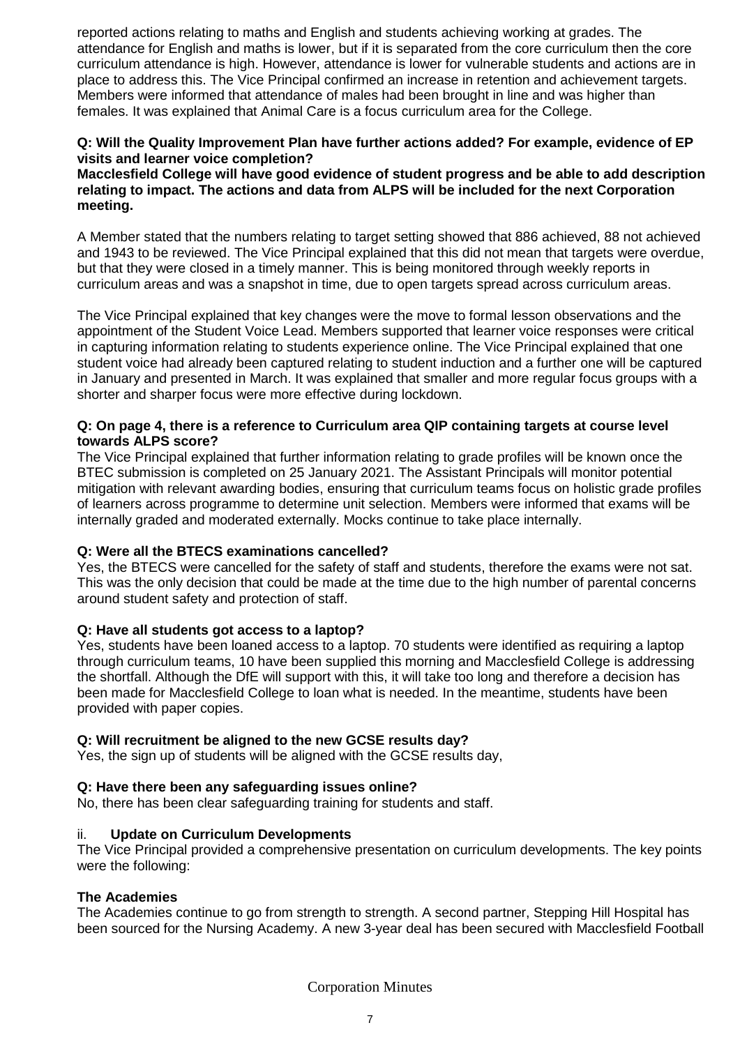reported actions relating to maths and English and students achieving working at grades. The attendance for English and maths is lower, but if it is separated from the core curriculum then the core curriculum attendance is high. However, attendance is lower for vulnerable students and actions are in place to address this. The Vice Principal confirmed an increase in retention and achievement targets. Members were informed that attendance of males had been brought in line and was higher than females. It was explained that Animal Care is a focus curriculum area for the College.

**Q: Will the Quality Improvement Plan have further actions added? For example, evidence of EP visits and learner voice completion?**
**Macclesfield College will have good evidence of student progress and be able to add description relating to impact. The actions and data from ALPS will be included for the next Corporation meeting.**

A Member stated that the numbers relating to target setting showed that 886 achieved, 88 not achieved and 1943 to be reviewed. The Vice Principal explained that this did not mean that targets were overdue, but that they were closed in a timely manner. This is being monitored through weekly reports in curriculum areas and was a snapshot in time, due to open targets spread across curriculum areas.

The Vice Principal explained that key changes were the move to formal lesson observations and the appointment of the Student Voice Lead. Members supported that learner voice responses were critical in capturing information relating to students experience online. The Vice Principal explained that one student voice had already been captured relating to student induction and a further one will be captured in January and presented in March. It was explained that smaller and more regular focus groups with a shorter and sharper focus were more effective during lockdown.

**Q: On page 4, there is a reference to Curriculum area QIP containing targets at course level towards ALPS score?**
The Vice Principal explained that further information relating to grade profiles will be known once the BTEC submission is completed on 25 January 2021. The Assistant Principals will monitor potential mitigation with relevant awarding bodies, ensuring that curriculum teams focus on holistic grade profiles of learners across programme to determine unit selection. Members were informed that exams will be internally graded and moderated externally. Mocks continue to take place internally.

**Q: Were all the BTECS examinations cancelled?**
Yes, the BTECS were cancelled for the safety of staff and students, therefore the exams were not sat. This was the only decision that could be made at the time due to the high number of parental concerns around student safety and protection of staff.

**Q: Have all students got access to a laptop?**
Yes, students have been loaned access to a laptop. 70 students were identified as requiring a laptop through curriculum teams, 10 have been supplied this morning and Macclesfield College is addressing the shortfall. Although the DfE will support with this, it will take too long and therefore a decision has been made for Macclesfield College to loan what is needed. In the meantime, students have been provided with paper copies.

**Q: Will recruitment be aligned to the new GCSE results day?**
Yes, the sign up of students will be aligned with the GCSE results day,

**Q: Have there been any safeguarding issues online?**
No, there has been clear safeguarding training for students and staff.

ii. **Update on Curriculum Developments**
The Vice Principal provided a comprehensive presentation on curriculum developments. The key points were the following:

**The Academies**
The Academies continue to go from strength to strength. A second partner, Stepping Hill Hospital has been sourced for the Nursing Academy. A new 3-year deal has been secured with Macclesfield Football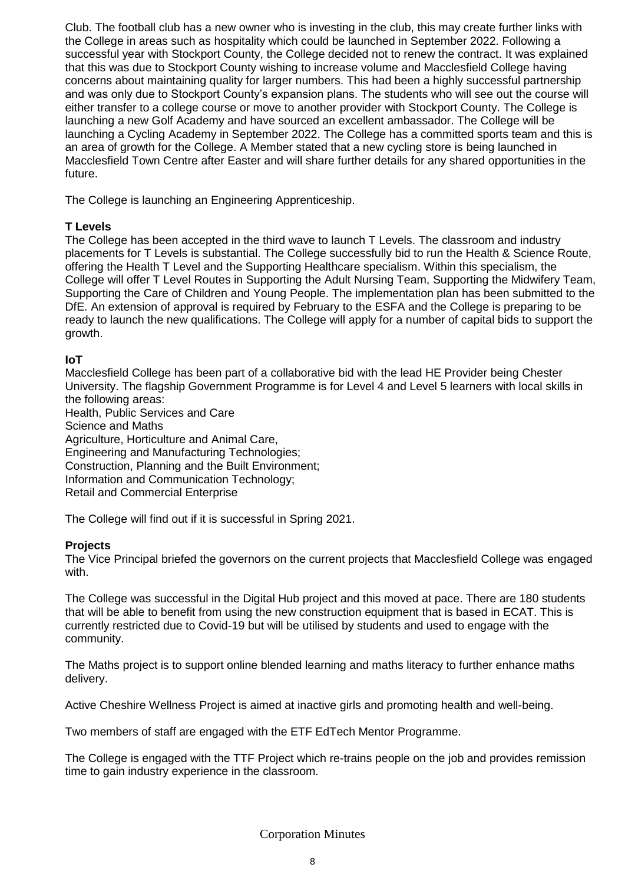Club. The football club has a new owner who is investing in the club, this may create further links with the College in areas such as hospitality which could be launched in September 2022. Following a successful year with Stockport County, the College decided not to renew the contract. It was explained that this was due to Stockport County wishing to increase volume and Macclesfield College having concerns about maintaining quality for larger numbers. This had been a highly successful partnership and was only due to Stockport County's expansion plans. The students who will see out the course will either transfer to a college course or move to another provider with Stockport County. The College is launching a new Golf Academy and have sourced an excellent ambassador. The College will be launching a Cycling Academy in September 2022. The College has a committed sports team and this is an area of growth for the College. A Member stated that a new cycling store is being launched in Macclesfield Town Centre after Easter and will share further details for any shared opportunities in the future.

The College is launching an Engineering Apprenticeship.

**T Levels**

The College has been accepted in the third wave to launch T Levels. The classroom and industry placements for T Levels is substantial. The College successfully bid to run the Health & Science Route, offering the Health T Level and the Supporting Healthcare specialism. Within this specialism, the College will offer T Level Routes in Supporting the Adult Nursing Team, Supporting the Midwifery Team, Supporting the Care of Children and Young People. The implementation plan has been submitted to the DfE. An extension of approval is required by February to the ESFA and the College is preparing to be ready to launch the new qualifications. The College will apply for a number of capital bids to support the growth.

**IoT**

Macclesfield College has been part of a collaborative bid with the lead HE Provider being Chester University. The flagship Government Programme is for Level 4 and Level 5 learners with local skills in the following areas:

Health, Public Services and Care
Science and Maths
Agriculture, Horticulture and Animal Care,
Engineering and Manufacturing Technologies;
Construction, Planning and the Built Environment;
Information and Communication Technology;
Retail and Commercial Enterprise

The College will find out if it is successful in Spring 2021.

**Projects**

The Vice Principal briefed the governors on the current projects that Macclesfield College was engaged with.

The College was successful in the Digital Hub project and this moved at pace. There are 180 students that will be able to benefit from using the new construction equipment that is based in ECAT. This is currently restricted due to Covid-19 but will be utilised by students and used to engage with the community.

The Maths project is to support online blended learning and maths literacy to further enhance maths delivery.

Active Cheshire Wellness Project is aimed at inactive girls and promoting health and well-being.

Two members of staff are engaged with the ETF EdTech Mentor Programme.

The College is engaged with the TTF Project which re-trains people on the job and provides remission time to gain industry experience in the classroom.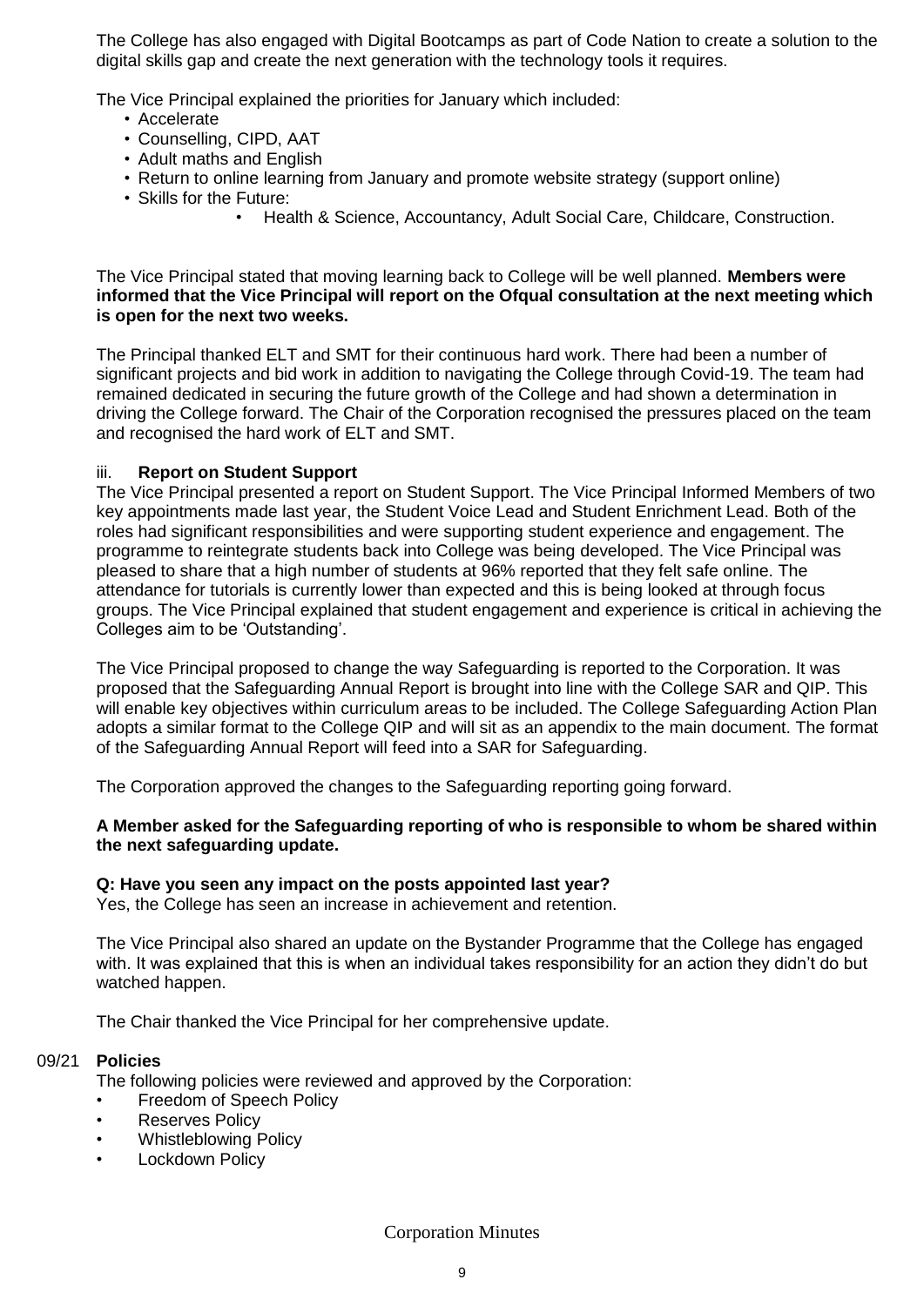The College has also engaged with Digital Bootcamps as part of Code Nation to create a solution to the digital skills gap and create the next generation with the technology tools it requires.

The Vice Principal explained the priorities for January which included:

- Accelerate
- Counselling, CIPD, AAT
- Adult maths and English
- Return to online learning from January and promote website strategy (support online)
- Skills for the Future:
  - Health & Science, Accountancy, Adult Social Care, Childcare, Construction.

The Vice Principal stated that moving learning back to College will be well planned. **Members were informed that the Vice Principal will report on the Ofqual consultation at the next meeting which is open for the next two weeks.**

The Principal thanked ELT and SMT for their continuous hard work. There had been a number of significant projects and bid work in addition to navigating the College through Covid-19. The team had remained dedicated in securing the future growth of the College and had shown a determination in driving the College forward. The Chair of the Corporation recognised the pressures placed on the team and recognised the hard work of ELT and SMT.

iii. **Report on Student Support**

The Vice Principal presented a report on Student Support. The Vice Principal Informed Members of two key appointments made last year, the Student Voice Lead and Student Enrichment Lead. Both of the roles had significant responsibilities and were supporting student experience and engagement. The programme to reintegrate students back into College was being developed. The Vice Principal was pleased to share that a high number of students at 96% reported that they felt safe online. The attendance for tutorials is currently lower than expected and this is being looked at through focus groups. The Vice Principal explained that student engagement and experience is critical in achieving the Colleges aim to be 'Outstanding'.

The Vice Principal proposed to change the way Safeguarding is reported to the Corporation. It was proposed that the Safeguarding Annual Report is brought into line with the College SAR and QIP. This will enable key objectives within curriculum areas to be included. The College Safeguarding Action Plan adopts a similar format to the College QIP and will sit as an appendix to the main document. The format of the Safeguarding Annual Report will feed into a SAR for Safeguarding.

The Corporation approved the changes to the Safeguarding reporting going forward.

**A Member asked for the Safeguarding reporting of who is responsible to whom be shared within the next safeguarding update.**

**Q: Have you seen any impact on the posts appointed last year?**
Yes, the College has seen an increase in achievement and retention.

The Vice Principal also shared an update on the Bystander Programme that the College has engaged with. It was explained that this is when an individual takes responsibility for an action they didn't do but watched happen.

The Chair thanked the Vice Principal for her comprehensive update.

## 09/21 Policies

The following policies were reviewed and approved by the Corporation:

- Freedom of Speech Policy
- Reserves Policy
- Whistleblowing Policy
- Lockdown Policy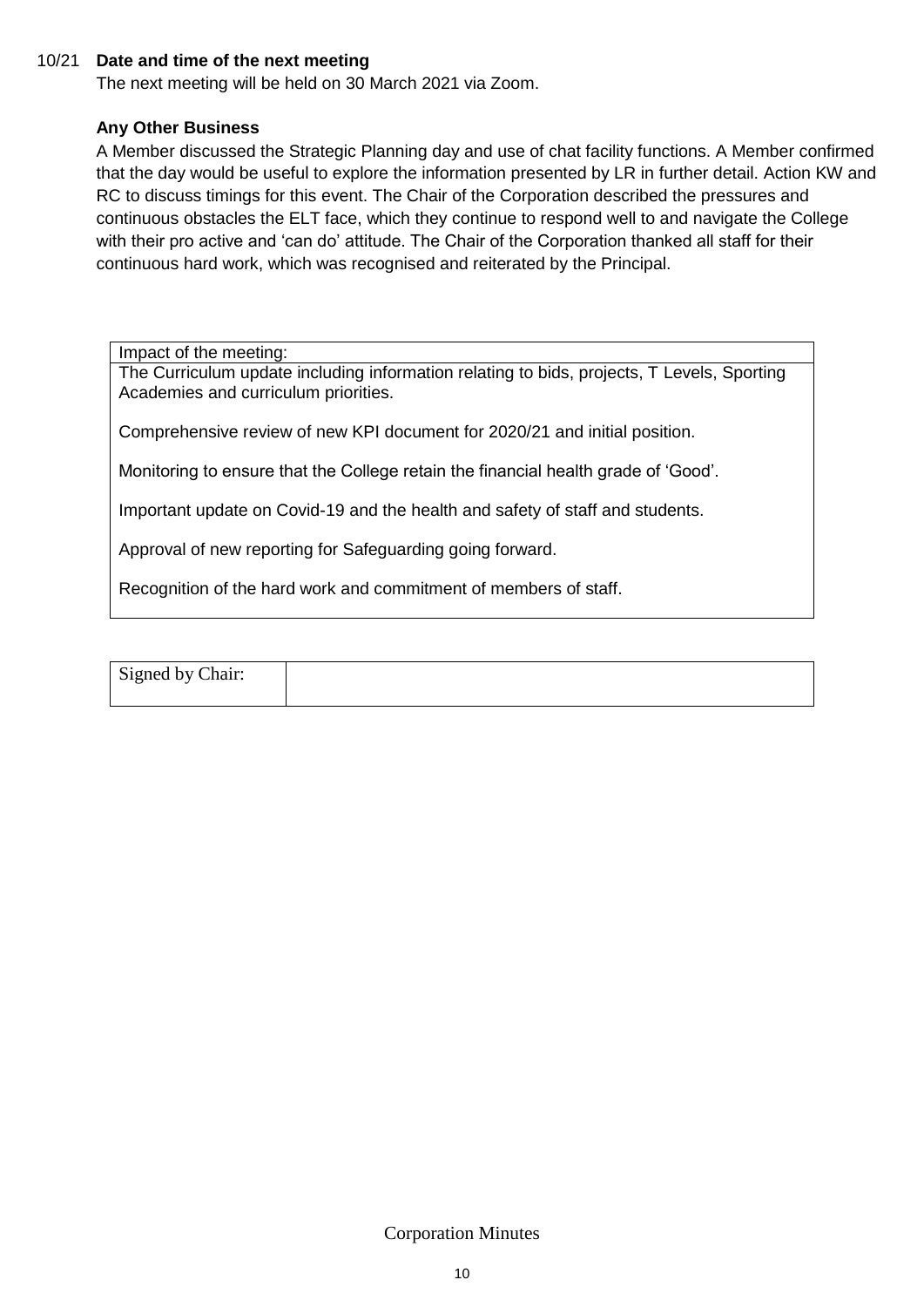**10/21 Date and time of the next meeting**

The next meeting will be held on 30 March 2021 via Zoom.

**Any Other Business**

A Member discussed the Strategic Planning day and use of chat facility functions. A Member confirmed that the day would be useful to explore the information presented by LR in further detail. Action KW and RC to discuss timings for this event. The Chair of the Corporation described the pressures and continuous obstacles the ELT face, which they continue to respond well to and navigate the College with their pro active and 'can do' attitude. The Chair of the Corporation thanked all staff for their continuous hard work, which was recognised and reiterated by the Principal.

| Impact of the meeting: |
|---|
| The Curriculum update including information relating to bids, projects, T Levels, Sporting Academies and curriculum priorities.<br><br>Comprehensive review of new KPI document for 2020/21 and initial position.<br><br>Monitoring to ensure that the College retain the financial health grade of 'Good'.<br><br>Important update on Covid-19 and the health and safety of staff and students.<br><br>Approval of new reporting for Safeguarding going forward.<br><br>Recognition of the hard work and commitment of members of staff. |

| | |
|---|---|
| Signed by Chair: | |

Corporation Minutes